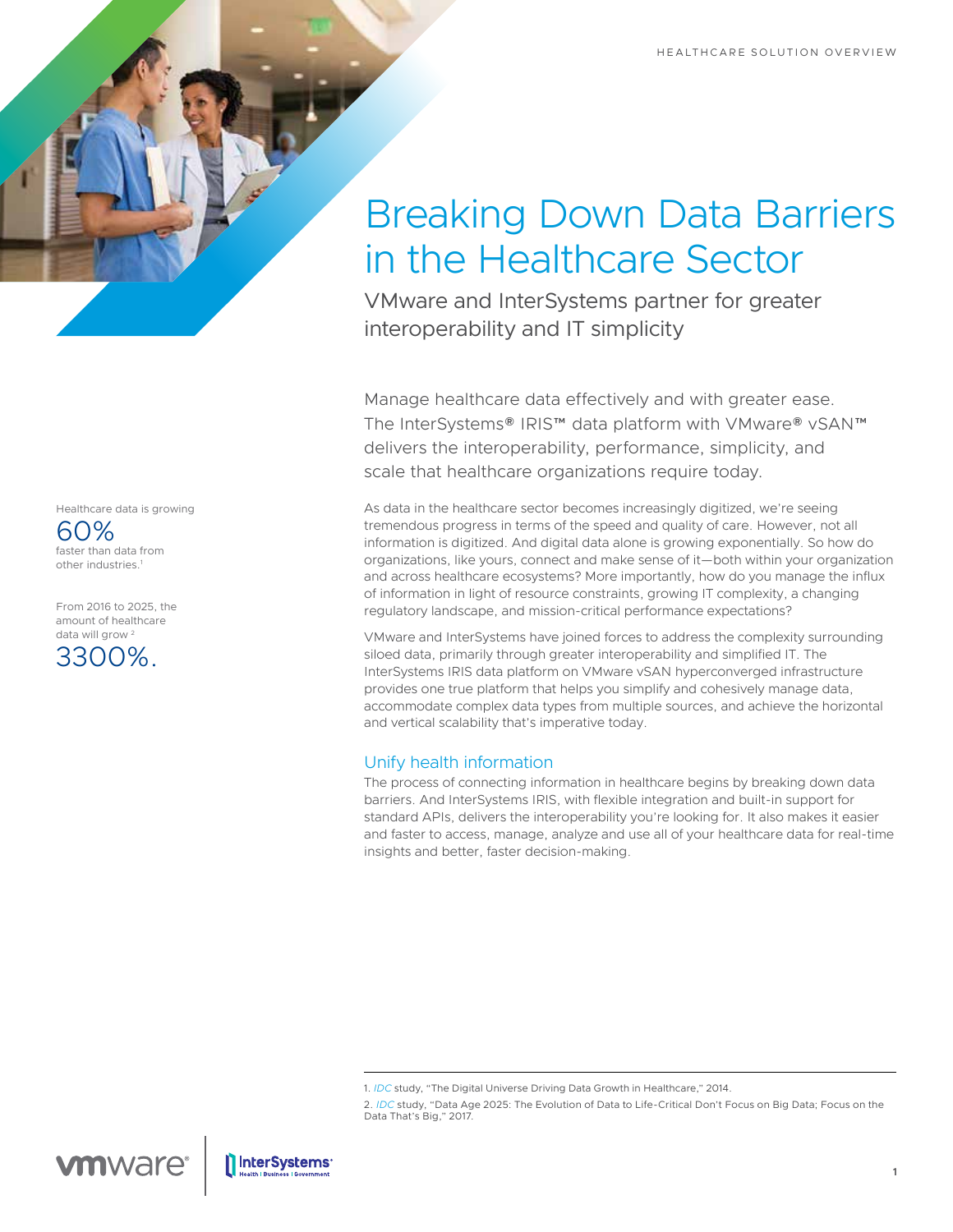HEALTHCARE SOLUTION OVERVIEW

# Breaking Down Data Barriers in the Healthcare Sector

VMware and InterSystems partner for greater interoperability and IT simplicity

Healthcare data is growing **60%** faster than data from other industries.[1]

From 2016 to 2025, the amount of healthcare data will grow[2] **3300%.**

Manage healthcare data effectively and with greater ease. The InterSystems® IRIS™ data platform with VMware® vSAN™ delivers the interoperability, performance, simplicity, and scale that healthcare organizations require today.

As data in the healthcare sector becomes increasingly digitized, we're seeing tremendous progress in terms of the speed and quality of care. However, not all information is digitized. And digital data alone is growing exponentially. So how do organizations, like yours, connect and make sense of it—both within your organization and across healthcare ecosystems? More importantly, how do you manage the influx of information in light of resource constraints, growing IT complexity, a changing regulatory landscape, and mission-critical performance expectations?

VMware and InterSystems have joined forces to address the complexity surrounding siloed data, primarily through greater interoperability and simplified IT. The InterSystems IRIS data platform on VMware vSAN hyperconverged infrastructure provides one true platform that helps you simplify and cohesively manage data, accommodate complex data types from multiple sources, and achieve the horizontal and vertical scalability that's imperative today.

## Unify health information

The process of connecting information in healthcare begins by breaking down data barriers. And InterSystems IRIS, with flexible integration and built-in support for standard APIs, delivers the interoperability you're looking for. It also makes it easier and faster to access, manage, analyze and use all of your healthcare data for real-time insights and better, faster decision-making.

1. *IDC* study, "The Digital Universe Driving Data Growth in Healthcare," 2014.

2. *IDC* study, "Data Age 2025: The Evolution of Data to Life-Critical Don't Focus on Big Data; Focus on the Data That's Big," 2017.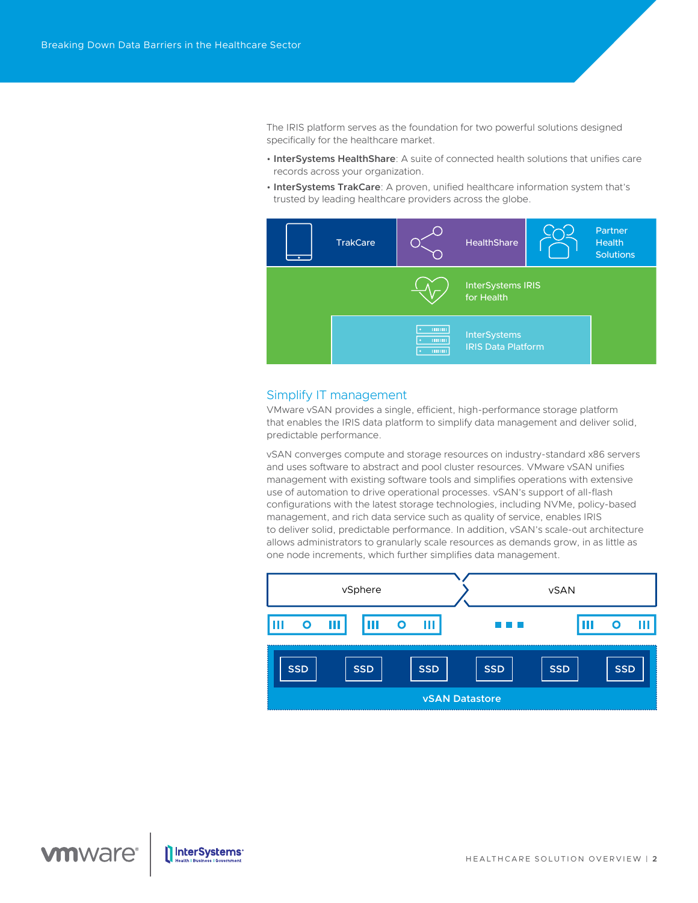The IRIS platform serves as the foundation for two powerful solutions designed specifically for the healthcare market.

- **InterSystems HealthShare**: A suite of connected health solutions that unifies care records across your organization.
- **InterSystems TrakCare**: A proven, unified healthcare information system that's trusted by leading healthcare providers across the globe.

TrakCare | HealthShare | Partner Health Solutions

InterSystems IRIS for Health

InterSystems IRIS Data Platform

## Simplify IT management

VMware vSAN provides a single, efficient, high-performance storage platform that enables the IRIS data platform to simplify data management and deliver solid, predictable performance.

vSAN converges compute and storage resources on industry-standard x86 servers and uses software to abstract and pool cluster resources. VMware vSAN unifies management with existing software tools and simplifies operations with extensive use of automation to drive operational processes. vSAN's support of all-flash configurations with the latest storage technologies, including NVMe, policy-based management, and rich data service such as quality of service, enables IRIS to deliver solid, predictable performance. In addition, vSAN's scale-out architecture allows administrators to granularly scale resources as demands grow, in as little as one node increments, which further simplifies data management.

vSphere | vSAN

SSD SSD SSD SSD SSD SSD

vSAN Datastore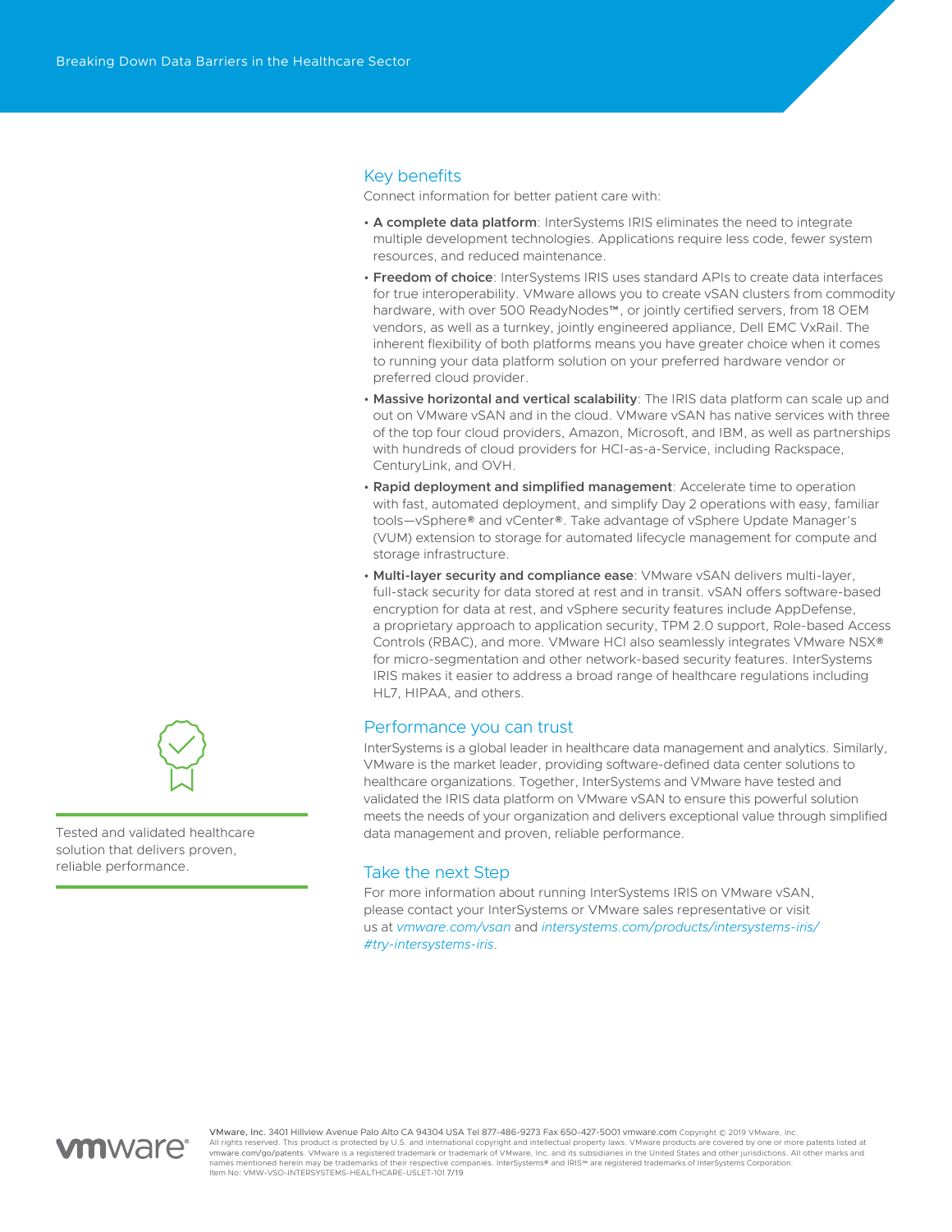## Key benefits

Connect information for better patient care with:

- **A complete data platform**: InterSystems IRIS eliminates the need to integrate multiple development technologies. Applications require less code, fewer system resources, and reduced maintenance.
- **Freedom of choice**: InterSystems IRIS uses standard APIs to create data interfaces for true interoperability. VMware allows you to create vSAN clusters from commodity hardware, with over 500 ReadyNodes™, or jointly certified servers, from 18 OEM vendors, as well as a turnkey, jointly engineered appliance, Dell EMC VxRail. The inherent flexibility of both platforms means you have greater choice when it comes to running your data platform solution on your preferred hardware vendor or preferred cloud provider.
- **Massive horizontal and vertical scalability**: The IRIS data platform can scale up and out on VMware vSAN and in the cloud. VMware vSAN has native services with three of the top four cloud providers, Amazon, Microsoft, and IBM, as well as partnerships with hundreds of cloud providers for HCI-as-a-Service, including Rackspace, CenturyLink, and OVH.
- **Rapid deployment and simplified management**: Accelerate time to operation with fast, automated deployment, and simplify Day 2 operations with easy, familiar tools—vSphere® and vCenter®. Take advantage of vSphere Update Manager's (VUM) extension to storage for automated lifecycle management for compute and storage infrastructure.
- **Multi-layer security and compliance ease**: VMware vSAN delivers multi-layer, full-stack security for data stored at rest and in transit. vSAN offers software-based encryption for data at rest, and vSphere security features include AppDefense, a proprietary approach to application security, TPM 2.0 support, Role-based Access Controls (RBAC), and more. VMware HCI also seamlessly integrates VMware NSX® for micro-segmentation and other network-based security features. InterSystems IRIS makes it easier to address a broad range of healthcare regulations including HL7, HIPAA, and others.

## Performance you can trust

InterSystems is a global leader in healthcare data management and analytics. Similarly, VMware is the market leader, providing software-defined data center solutions to healthcare organizations. Together, InterSystems and VMware have tested and validated the IRIS data platform on VMware vSAN to ensure this powerful solution meets the needs of your organization and delivers exceptional value through simplified data management and proven, reliable performance.

Tested and validated healthcare solution that delivers proven, reliable performance.

## Take the next Step

For more information about running InterSystems IRIS on VMware vSAN, please contact your InterSystems or VMware sales representative or visit us at *vmware.com/vsan* and *intersystems.com/products/intersystems-iris/#try-intersystems-iris*.

VMware, Inc. 3401 Hillview Avenue Palo Alto CA 94304 USA Tel 877-486-9273 Fax 650-427-5001 vmware.com Copyright © 2019 VMware, Inc. All rights reserved. This product is protected by U.S. and international copyright and intellectual property laws. VMware products are covered by one or more patents listed at vmware.com/go/patents. VMware is a registered trademark or trademark of VMware, Inc. and its subsidiaries in the United States and other jurisdictions. All other marks and names mentioned herein may be trademarks of their respective companies. InterSystems® and IRIS™ are registered trademarks of InterSystems Corporation.
Item No: VMW-VSO-INTERSYSTEMS-HEALTHCARE-USLET-101 7/19